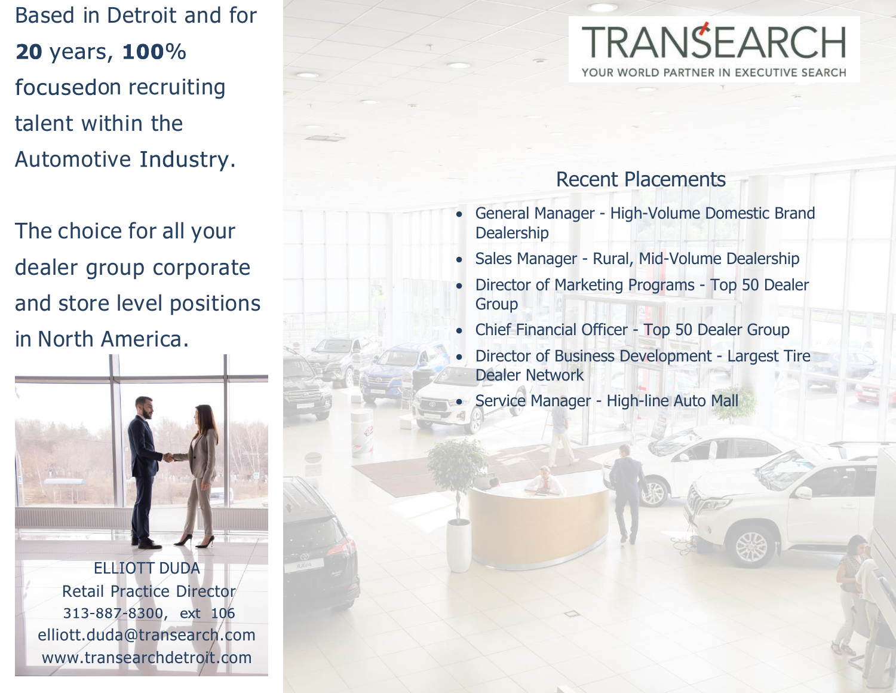Based in Detroit and for **20** years, **100%** focusedon recruiting talent within the Automotive Industry.

The choice for all your dealer group corporate and store level positions in North America.

ELLIOTT DUDA
Retail Practice Director
313-887-8300, ext 106
elliott.duda@transearch.com
www.transearchdetroit.com

# TRANSEARCH

YOUR WORLD PARTNER IN EXECUTIVE SEARCH

## Recent Placements

- General Manager - High-Volume Domestic Brand Dealership
- Sales Manager - Rural, Mid-Volume Dealership
- Director of Marketing Programs - Top 50 Dealer Group
- Chief Financial Officer - Top 50 Dealer Group
- Director of Business Development - Largest Tire Dealer Network
- Service Manager - High-line Auto Mall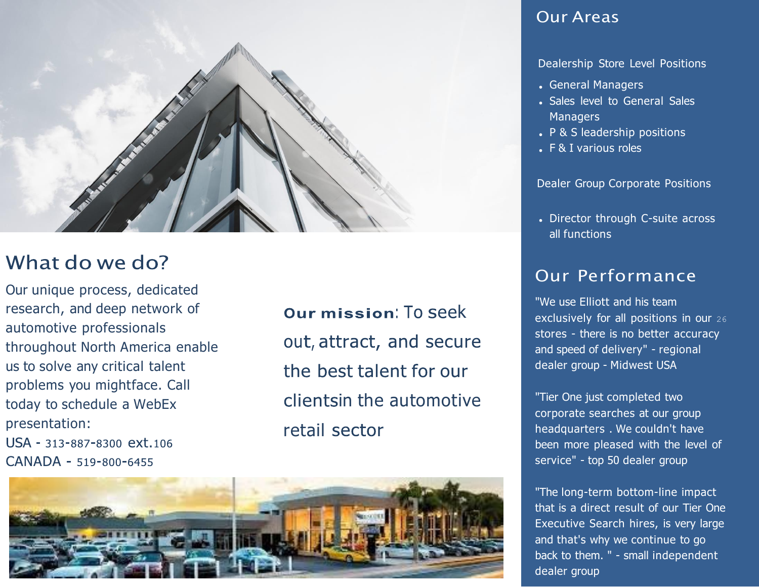## What do we do?

Our unique process, dedicated research, and deep network of automotive professionals throughout North America enable us to solve any critical talent problems you mightface. Call today to schedule a WebEx presentation:

USA - 313-887-8300 ext.106

CANADA - 519-800-6455

**Our mission**: To seek out, attract, and secure the best talent for our clientsin the automotive retail sector

## Our Areas

Dealership Store Level Positions

- General Managers
- Sales level to General Sales Managers
- P & S leadership positions
- F & I various roles

Dealer Group Corporate Positions

- Director through C-suite across all functions

## Our Performance

"We use Elliott and his team exclusively for all positions in our 26 stores - there is no better accuracy and speed of delivery" - regional dealer group - Midwest USA

"Tier One just completed two corporate searches at our group headquarters . We couldn't have been more pleased with the level of service" - top 50 dealer group

"The long-term bottom-line impact that is a direct result of our Tier One Executive Search hires, is very large and that's why we continue to go back to them. " - small independent dealer group